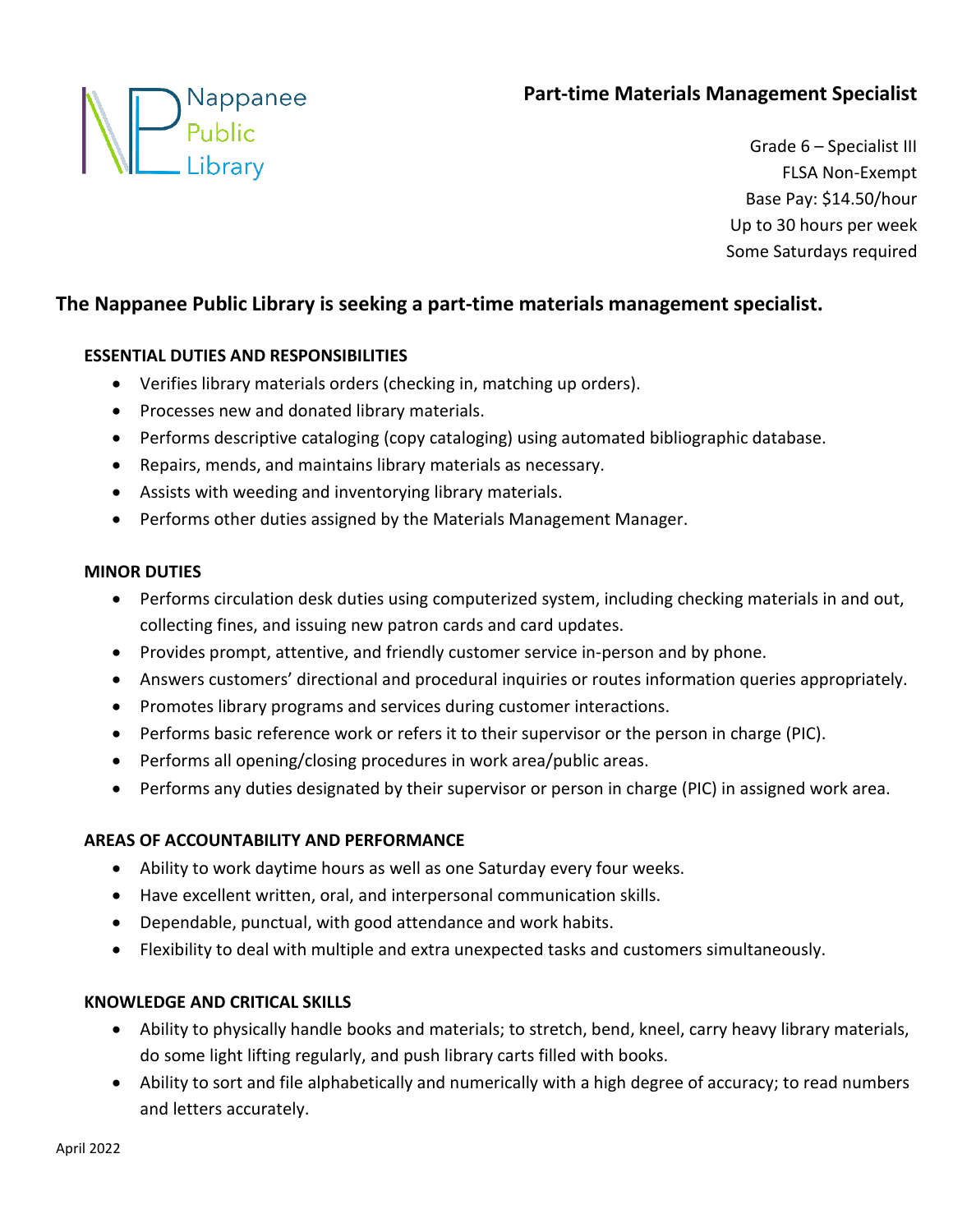Nappanee Public Library

# Part-time Materials Management Specialist

Grade 6 – Specialist III
FLSA Non-Exempt
Base Pay: $14.50/hour
Up to 30 hours per week
Some Saturdays required

## The Nappanee Public Library is seeking a part-time materials management specialist.

### ESSENTIAL DUTIES AND RESPONSIBILITIES

- Verifies library materials orders (checking in, matching up orders).
- Processes new and donated library materials.
- Performs descriptive cataloging (copy cataloging) using automated bibliographic database.
- Repairs, mends, and maintains library materials as necessary.
- Assists with weeding and inventorying library materials.
- Performs other duties assigned by the Materials Management Manager.

### MINOR DUTIES

- Performs circulation desk duties using computerized system, including checking materials in and out, collecting fines, and issuing new patron cards and card updates.
- Provides prompt, attentive, and friendly customer service in-person and by phone.
- Answers customers' directional and procedural inquiries or routes information queries appropriately.
- Promotes library programs and services during customer interactions.
- Performs basic reference work or refers it to their supervisor or the person in charge (PIC).
- Performs all opening/closing procedures in work area/public areas.
- Performs any duties designated by their supervisor or person in charge (PIC) in assigned work area.

### AREAS OF ACCOUNTABILITY AND PERFORMANCE

- Ability to work daytime hours as well as one Saturday every four weeks.
- Have excellent written, oral, and interpersonal communication skills.
- Dependable, punctual, with good attendance and work habits.
- Flexibility to deal with multiple and extra unexpected tasks and customers simultaneously.

### KNOWLEDGE AND CRITICAL SKILLS

- Ability to physically handle books and materials; to stretch, bend, kneel, carry heavy library materials, do some light lifting regularly, and push library carts filled with books.
- Ability to sort and file alphabetically and numerically with a high degree of accuracy; to read numbers and letters accurately.

April 2022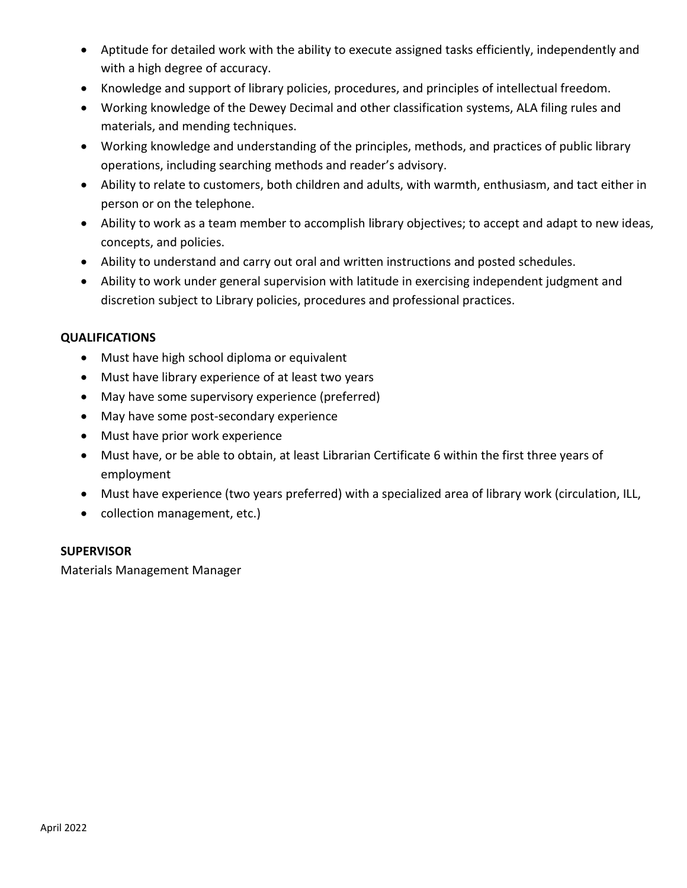- Aptitude for detailed work with the ability to execute assigned tasks efficiently, independently and with a high degree of accuracy.
- Knowledge and support of library policies, procedures, and principles of intellectual freedom.
- Working knowledge of the Dewey Decimal and other classification systems, ALA filing rules and materials, and mending techniques.
- Working knowledge and understanding of the principles, methods, and practices of public library operations, including searching methods and reader's advisory.
- Ability to relate to customers, both children and adults, with warmth, enthusiasm, and tact either in person or on the telephone.
- Ability to work as a team member to accomplish library objectives; to accept and adapt to new ideas, concepts, and policies.
- Ability to understand and carry out oral and written instructions and posted schedules.
- Ability to work under general supervision with latitude in exercising independent judgment and discretion subject to Library policies, procedures and professional practices.

**QUALIFICATIONS**

- Must have high school diploma or equivalent
- Must have library experience of at least two years
- May have some supervisory experience (preferred)
- May have some post-secondary experience
- Must have prior work experience
- Must have, or be able to obtain, at least Librarian Certificate 6 within the first three years of employment
- Must have experience (two years preferred) with a specialized area of library work (circulation, ILL,
- collection management, etc.)

**SUPERVISOR**

Materials Management Manager

April 2022